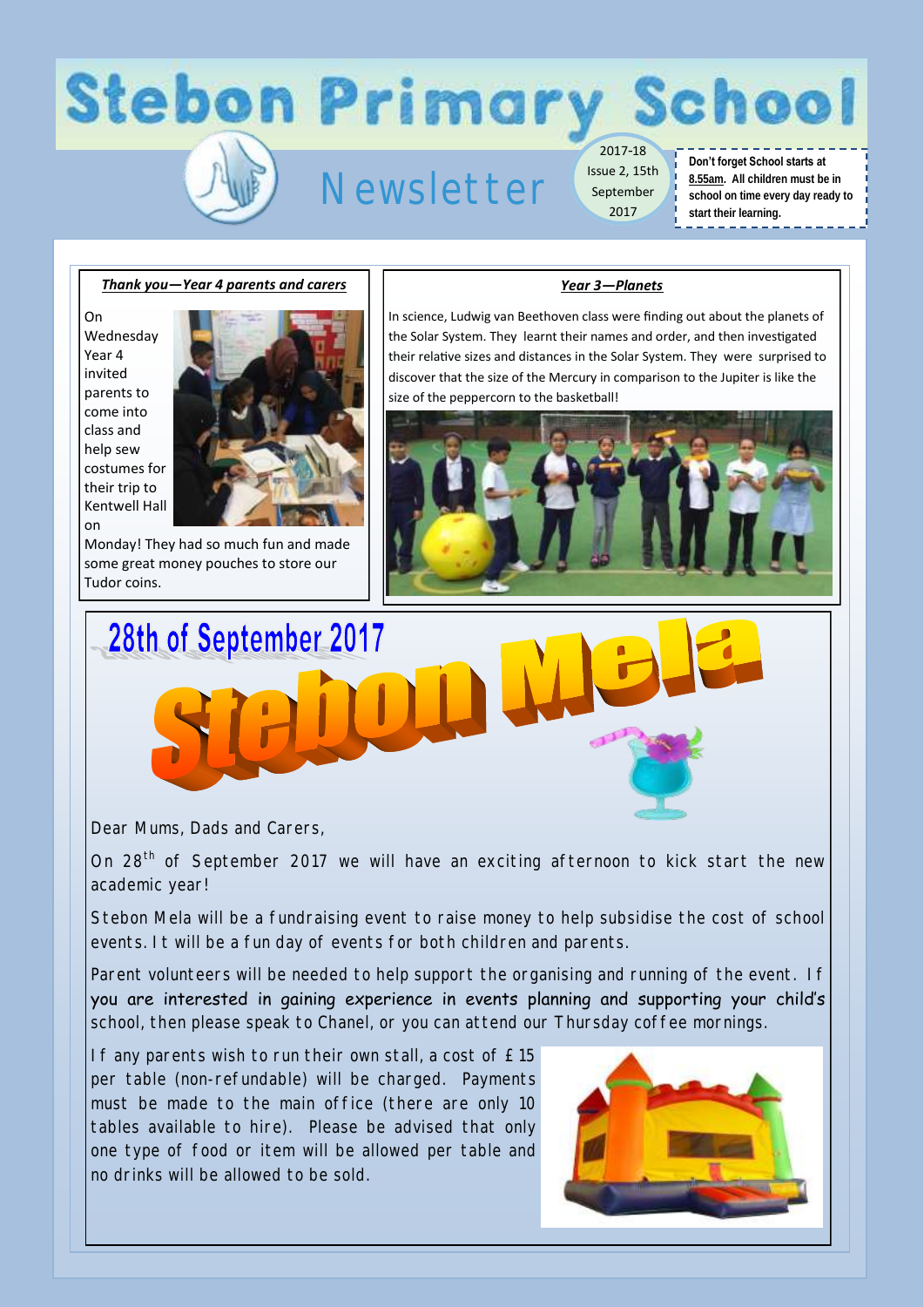# Stebon Primary School

## Newsletter

2017-18 Issue 2, 15th September 2017

**Don't forget School starts at 8.55am. All children must be in school on time every day ready to start their learning.**

### ***Thank you—Year 4 parents and carers***

On Wednesday Year 4 invited parents to come into class and help sew costumes for their trip to Kentwell Hall on Monday! They had so much fun and made some great money pouches to store our Tudor coins.

### ***Year 3—Planets***

In science, Ludwig van Beethoven class were finding out about the planets of the Solar System. They learnt their names and order, and then investigated their relative sizes and distances in the Solar System. They were surprised to discover that the size of the Mercury in comparison to the Jupiter is like the size of the peppercorn to the basketball!

## 28th of September 2017

# Stebon Mela

Dear Mums, Dads and Carers,

On 28th of September 2017 we will have an exciting afternoon to kick start the new academic year!

Stebon Mela will be a fundraising event to raise money to help subsidise the cost of school events. It will be a fun day of events for both children and parents.

Parent volunteers will be needed to help support the organising and running of the event. If you are interested in gaining experience in events planning and supporting your child's school, then please speak to Chanel, or you can attend our Thursday coffee mornings.

If any parents wish to run their own stall, a cost of £15 per table (non-refundable) will be charged. Payments must be made to the main office (there are only 10 tables available to hire). Please be advised that only one type of food or item will be allowed per table and no drinks will be allowed to be sold.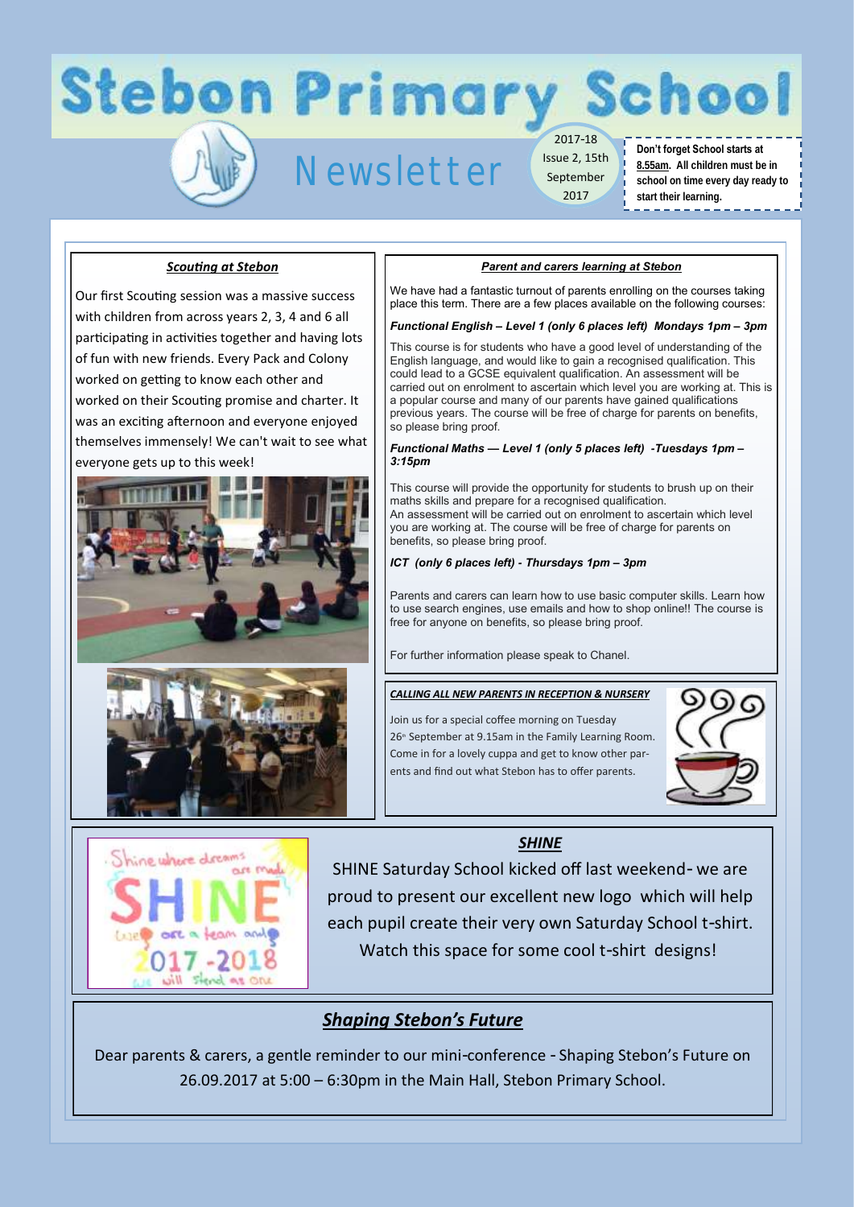# Stebon Primary School

## Newsletter

2017-18 Issue 2, 15th September 2017

**Don't forget School starts at 8.55am. All children must be in school on time every day ready to start their learning.**

### *Scouting at Stebon*

Our first Scouting session was a massive success with children from across years 2, 3, 4 and 6 all participating in activities together and having lots of fun with new friends. Every Pack and Colony worked on getting to know each other and worked on their Scouting promise and charter. It was an exciting afternoon and everyone enjoyed themselves immensely! We can't wait to see what everyone gets up to this week!

### *Parent and carers learning at Stebon*

We have had a fantastic turnout of parents enrolling on the courses taking place this term. There are a few places available on the following courses:

***Functional English – Level 1 (only 6 places left) Mondays 1pm – 3pm***

This course is for students who have a good level of understanding of the English language, and would like to gain a recognised qualification. This could lead to a GCSE equivalent qualification. An assessment will be carried out on enrolment to ascertain which level you are working at. This is a popular course and many of our parents have gained qualifications previous years. The course will be free of charge for parents on benefits, so please bring proof.

***Functional Maths — Level 1 (only 5 places left) -Tuesdays 1pm – 3:15pm***

This course will provide the opportunity for students to brush up on their maths skills and prepare for a recognised qualification.
An assessment will be carried out on enrolment to ascertain which level you are working at. The course will be free of charge for parents on benefits, so please bring proof.

***ICT (only 6 places left) - Thursdays 1pm – 3pm***

Parents and carers can learn how to use basic computer skills. Learn how to use search engines, use emails and how to shop online!! The course is free for anyone on benefits, so please bring proof.

For further information please speak to Chanel.

### *CALLING ALL NEW PARENTS IN RECEPTION & NURSERY*

Join us for a special coffee morning on Tuesday 26th September at 9.15am in the Family Learning Room. Come in for a lovely cuppa and get to know other parents and find out what Stebon has to offer parents.

### *SHINE*

SHINE Saturday School kicked off last weekend- we are proud to present our excellent new logo which will help each pupil create their very own Saturday School t-shirt. Watch this space for some cool t-shirt designs!

### *Shaping Stebon's Future*

Dear parents & carers, a gentle reminder to our mini-conference - Shaping Stebon's Future on 26.09.2017 at 5:00 – 6:30pm in the Main Hall, Stebon Primary School.